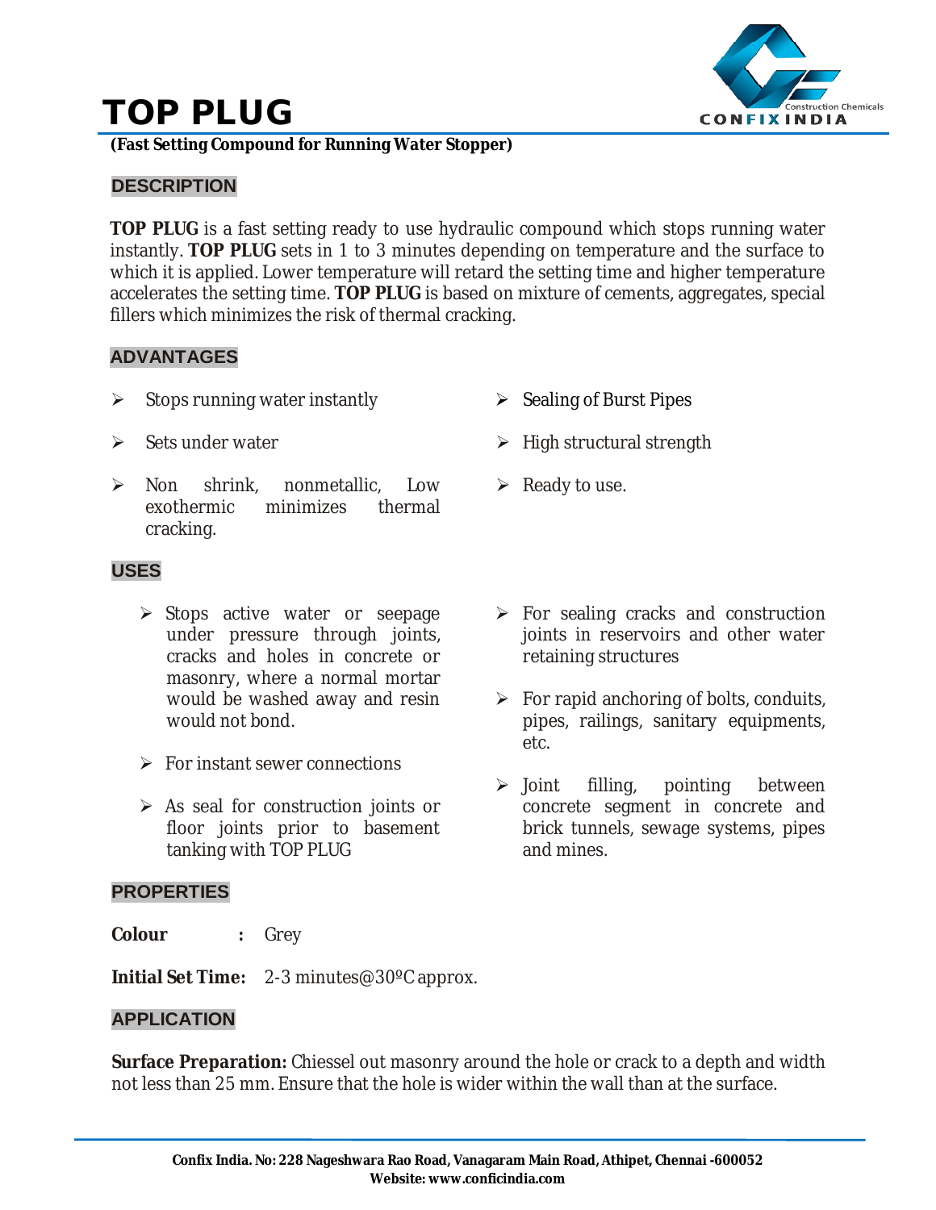# TOP PLUG

**(Fast Setting Compound for Running Water Stopper)**

## DESCRIPTION

**TOP PLUG** is a fast setting ready to use hydraulic compound which stops running water instantly. **TOP PLUG** sets in 1 to 3 minutes depending on temperature and the surface to which it is applied. Lower temperature will retard the setting time and higher temperature accelerates the setting time. **TOP PLUG** is based on mixture of cements, aggregates, special fillers which minimizes the risk of thermal cracking.

## ADVANTAGES

- Stops running water instantly
- Sets under water
- Non shrink, nonmetallic, Low exothermic minimizes thermal cracking.
- Sealing of Burst Pipes
- High structural strength
- Ready to use.

## USES

- Stops active water or seepage under pressure through joints, cracks and holes in concrete or masonry, where a normal mortar would be washed away and resin would not bond.
- For instant sewer connections
- As seal for construction joints or floor joints prior to basement tanking with TOP PLUG
- For sealing cracks and construction joints in reservoirs and other water retaining structures
- For rapid anchoring of bolts, conduits, pipes, railings, sanitary equipments, etc.
- Joint filling, pointing between concrete segment in concrete and brick tunnels, sewage systems, pipes and mines.

## PROPERTIES

**Colour** : Grey

**Initial Set Time:** 2-3 minutes@30ºC approx.

## APPLICATION

**Surface Preparation:** Chiessel out masonry around the hole or crack to a depth and width not less than 25 mm. Ensure that the hole is wider within the wall than at the surface.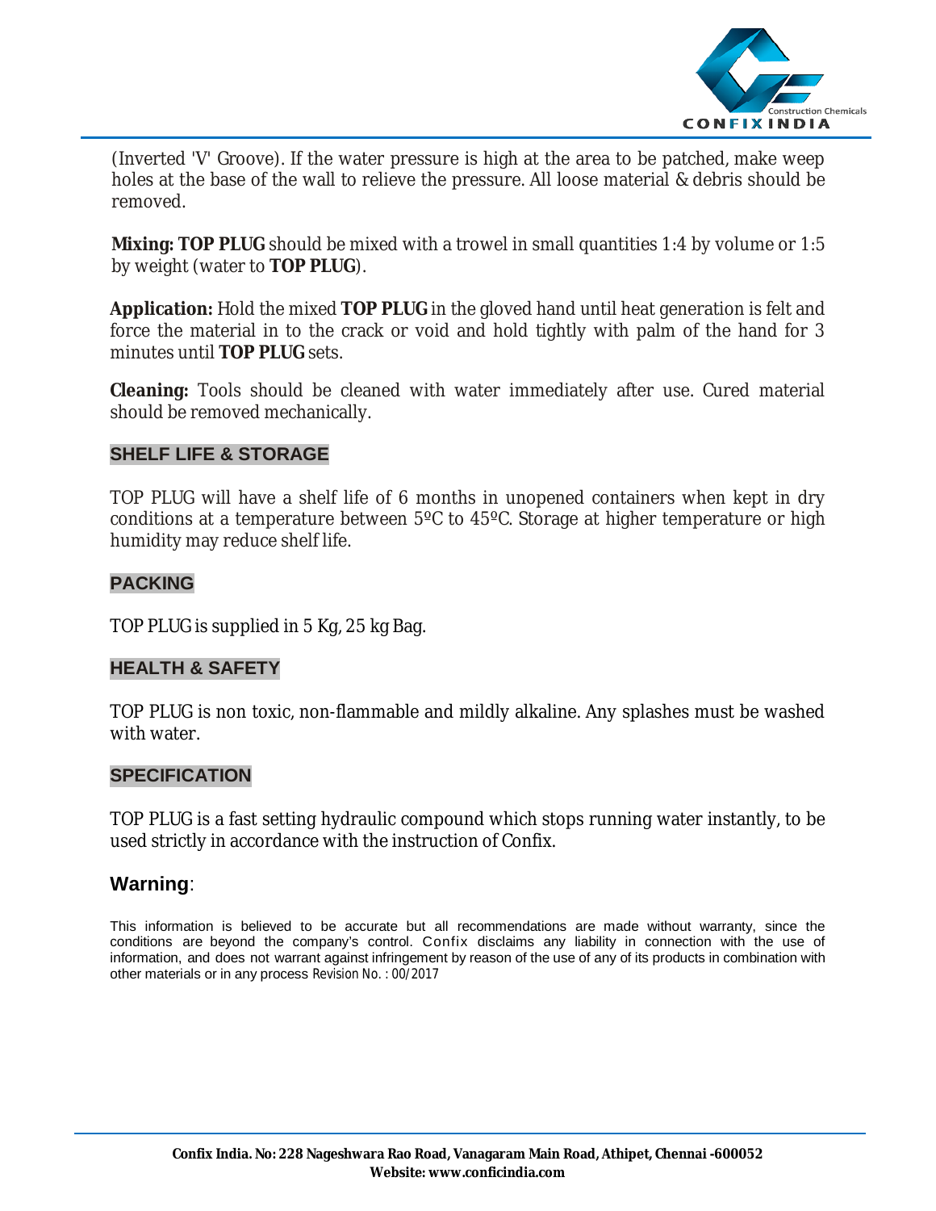(Inverted 'V' Groove). If the water pressure is high at the area to be patched, make weep holes at the base of the wall to relieve the pressure. All loose material & debris should be removed.

**Mixing: TOP PLUG** should be mixed with a trowel in small quantities 1:4 by volume or 1:5 by weight (water to **TOP PLUG**).

**Application:** Hold the mixed **TOP PLUG** in the gloved hand until heat generation is felt and force the material in to the crack or void and hold tightly with palm of the hand for 3 minutes until **TOP PLUG** sets.

**Cleaning:** Tools should be cleaned with water immediately after use. Cured material should be removed mechanically.

## SHELF LIFE & STORAGE

TOP PLUG will have a shelf life of 6 months in unopened containers when kept in dry conditions at a temperature between 5ºC to 45ºC. Storage at higher temperature or high humidity may reduce shelf life.

## PACKING

TOP PLUG is supplied in 5 Kg, 25 kg Bag.

## HEALTH & SAFETY

TOP PLUG is non toxic, non-flammable and mildly alkaline. Any splashes must be washed with water.

## SPECIFICATION

TOP PLUG is a fast setting hydraulic compound which stops running water instantly, to be used strictly in accordance with the instruction of Confix.

## Warning:

This information is believed to be accurate but all recommendations are made without warranty, since the conditions are beyond the company's control. Confix disclaims any liability in connection with the use of information, and does not warrant against infringement by reason of the use of any of its products in combination with other materials or in any process Revision No. : 00/2017